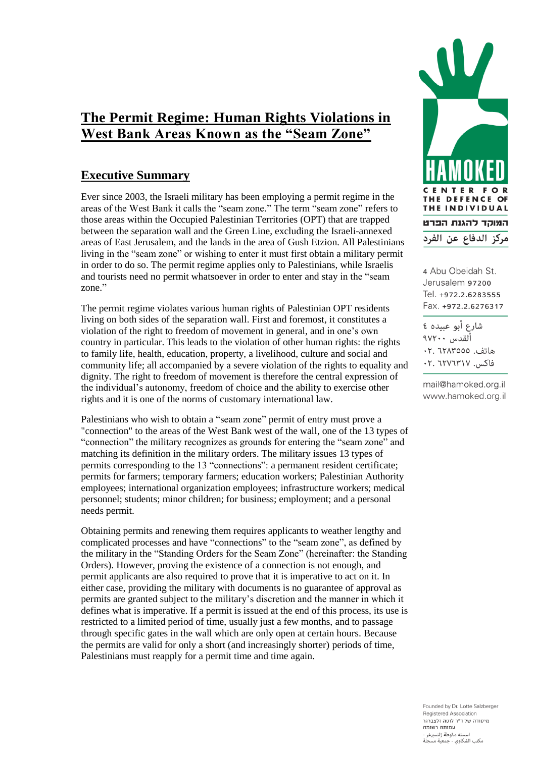# The Permit Regime: Human Rights Violations in West Bank Areas Known as the "Seam Zone"

## Executive Summary

Ever since 2003, the Israeli military has been employing a permit regime in the areas of the West Bank it calls the "seam zone." The term "seam zone" refers to those areas within the Occupied Palestinian Territories (OPT) that are trapped between the separation wall and the Green Line, excluding the Israeli-annexed areas of East Jerusalem, and the lands in the area of Gush Etzion. All Palestinians living in the "seam zone" or wishing to enter it must first obtain a military permit in order to do so. The permit regime applies only to Palestinians, while Israelis and tourists need no permit whatsoever in order to enter and stay in the "seam zone."

The permit regime violates various human rights of Palestinian OPT residents living on both sides of the separation wall. First and foremost, it constitutes a violation of the right to freedom of movement in general, and in one's own country in particular. This leads to the violation of other human rights: the rights to family life, health, education, property, a livelihood, culture and social and community life; all accompanied by a severe violation of the rights to equality and dignity. The right to freedom of movement is therefore the central expression of the individual's autonomy, freedom of choice and the ability to exercise other rights and it is one of the norms of customary international law.

Palestinians who wish to obtain a "seam zone" permit of entry must prove a "connection" to the areas of the West Bank west of the wall, one of the 13 types of "connection" the military recognizes as grounds for entering the "seam zone" and matching its definition in the military orders. The military issues 13 types of permits corresponding to the 13 "connections": a permanent resident certificate; permits for farmers; temporary farmers; education workers; Palestinian Authority employees; international organization employees; infrastructure workers; medical personnel; students; minor children; for business; employment; and a personal needs permit.

Obtaining permits and renewing them requires applicants to weather lengthy and complicated processes and have "connections" to the "seam zone", as defined by the military in the "Standing Orders for the Seam Zone" (hereinafter: the Standing Orders). However, proving the existence of a connection is not enough, and permit applicants are also required to prove that it is imperative to act on it. In either case, providing the military with documents is no guarantee of approval as permits are granted subject to the military's discretion and the manner in which it defines what is imperative. If a permit is issued at the end of this process, its use is restricted to a limited period of time, usually just a few months, and to passage through specific gates in the wall which are only open at certain hours. Because the permits are valid for only a short (and increasingly shorter) periods of time, Palestinians must reapply for a permit time and time again.

HAMOKED
CENTER FOR THE DEFENCE OF THE INDIVIDUAL
המוקד להגנת הפרט
مركز الدفاع عن الفرد

4 Abu Obeidah St.
Jerusalem 97200
Tel. +972.2.6283555
Fax. +972.2.6276317

شارع أبو عبيده ٤
ألقدس ٩٧٢٠٠
هاتف. ٠٢. ٦٢٨٣٥٥٥
فاكس. ٠٢. ٦٢٧٦٣١٧

mail@hamoked.org.il
www.hamoked.org.il

Founded by Dr. Lotte Salzberger
Registered Association
מיסודה של ד"ר לוטה זלצברגר
עמותה רשומה
اسسته د.لوطة زلتسبرغر -
مكتب الشكاوي - جمعية مسجلة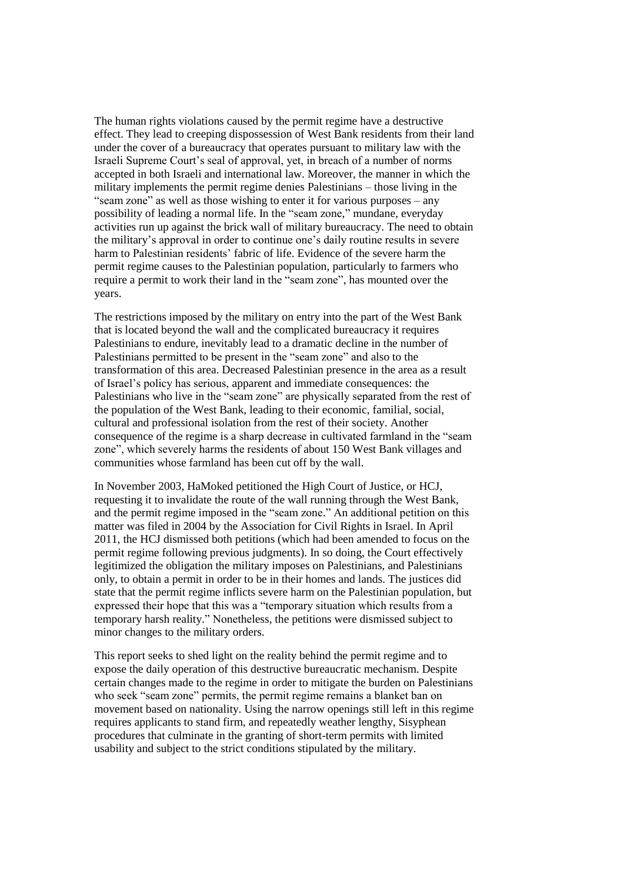The human rights violations caused by the permit regime have a destructive effect. They lead to creeping dispossession of West Bank residents from their land under the cover of a bureaucracy that operates pursuant to military law with the Israeli Supreme Court's seal of approval, yet, in breach of a number of norms accepted in both Israeli and international law. Moreover, the manner in which the military implements the permit regime denies Palestinians – those living in the "seam zone" as well as those wishing to enter it for various purposes – any possibility of leading a normal life. In the "seam zone," mundane, everyday activities run up against the brick wall of military bureaucracy. The need to obtain the military's approval in order to continue one's daily routine results in severe harm to Palestinian residents' fabric of life. Evidence of the severe harm the permit regime causes to the Palestinian population, particularly to farmers who require a permit to work their land in the "seam zone", has mounted over the years.

The restrictions imposed by the military on entry into the part of the West Bank that is located beyond the wall and the complicated bureaucracy it requires Palestinians to endure, inevitably lead to a dramatic decline in the number of Palestinians permitted to be present in the "seam zone" and also to the transformation of this area. Decreased Palestinian presence in the area as a result of Israel's policy has serious, apparent and immediate consequences: the Palestinians who live in the "seam zone" are physically separated from the rest of the population of the West Bank, leading to their economic, familial, social, cultural and professional isolation from the rest of their society. Another consequence of the regime is a sharp decrease in cultivated farmland in the "seam zone", which severely harms the residents of about 150 West Bank villages and communities whose farmland has been cut off by the wall.

In November 2003, HaMoked petitioned the High Court of Justice, or HCJ, requesting it to invalidate the route of the wall running through the West Bank, and the permit regime imposed in the "seam zone." An additional petition on this matter was filed in 2004 by the Association for Civil Rights in Israel. In April 2011, the HCJ dismissed both petitions (which had been amended to focus on the permit regime following previous judgments). In so doing, the Court effectively legitimized the obligation the military imposes on Palestinians, and Palestinians only, to obtain a permit in order to be in their homes and lands. The justices did state that the permit regime inflicts severe harm on the Palestinian population, but expressed their hope that this was a "temporary situation which results from a temporary harsh reality." Nonetheless, the petitions were dismissed subject to minor changes to the military orders.

This report seeks to shed light on the reality behind the permit regime and to expose the daily operation of this destructive bureaucratic mechanism. Despite certain changes made to the regime in order to mitigate the burden on Palestinians who seek "seam zone" permits, the permit regime remains a blanket ban on movement based on nationality. Using the narrow openings still left in this regime requires applicants to stand firm, and repeatedly weather lengthy, Sisyphean procedures that culminate in the granting of short-term permits with limited usability and subject to the strict conditions stipulated by the military.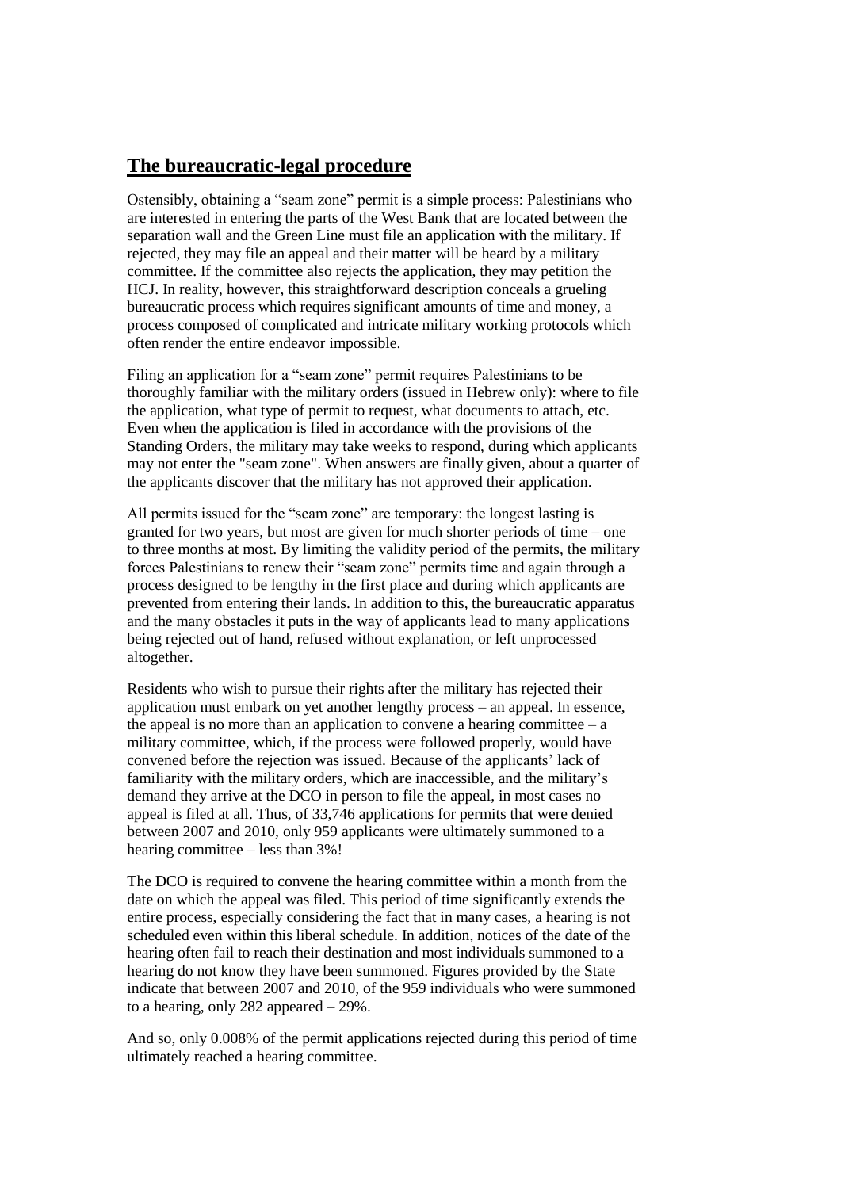## The bureaucratic-legal procedure

Ostensibly, obtaining a "seam zone" permit is a simple process: Palestinians who are interested in entering the parts of the West Bank that are located between the separation wall and the Green Line must file an application with the military. If rejected, they may file an appeal and their matter will be heard by a military committee. If the committee also rejects the application, they may petition the HCJ. In reality, however, this straightforward description conceals a grueling bureaucratic process which requires significant amounts of time and money, a process composed of complicated and intricate military working protocols which often render the entire endeavor impossible.

Filing an application for a "seam zone" permit requires Palestinians to be thoroughly familiar with the military orders (issued in Hebrew only): where to file the application, what type of permit to request, what documents to attach, etc. Even when the application is filed in accordance with the provisions of the Standing Orders, the military may take weeks to respond, during which applicants may not enter the "seam zone". When answers are finally given, about a quarter of the applicants discover that the military has not approved their application.

All permits issued for the "seam zone" are temporary: the longest lasting is granted for two years, but most are given for much shorter periods of time – one to three months at most. By limiting the validity period of the permits, the military forces Palestinians to renew their "seam zone" permits time and again through a process designed to be lengthy in the first place and during which applicants are prevented from entering their lands. In addition to this, the bureaucratic apparatus and the many obstacles it puts in the way of applicants lead to many applications being rejected out of hand, refused without explanation, or left unprocessed altogether.

Residents who wish to pursue their rights after the military has rejected their application must embark on yet another lengthy process – an appeal. In essence, the appeal is no more than an application to convene a hearing committee – a military committee, which, if the process were followed properly, would have convened before the rejection was issued. Because of the applicants' lack of familiarity with the military orders, which are inaccessible, and the military's demand they arrive at the DCO in person to file the appeal, in most cases no appeal is filed at all. Thus, of 33,746 applications for permits that were denied between 2007 and 2010, only 959 applicants were ultimately summoned to a hearing committee – less than 3%!

The DCO is required to convene the hearing committee within a month from the date on which the appeal was filed. This period of time significantly extends the entire process, especially considering the fact that in many cases, a hearing is not scheduled even within this liberal schedule. In addition, notices of the date of the hearing often fail to reach their destination and most individuals summoned to a hearing do not know they have been summoned. Figures provided by the State indicate that between 2007 and 2010, of the 959 individuals who were summoned to a hearing, only 282 appeared – 29%.

And so, only 0.008% of the permit applications rejected during this period of time ultimately reached a hearing committee.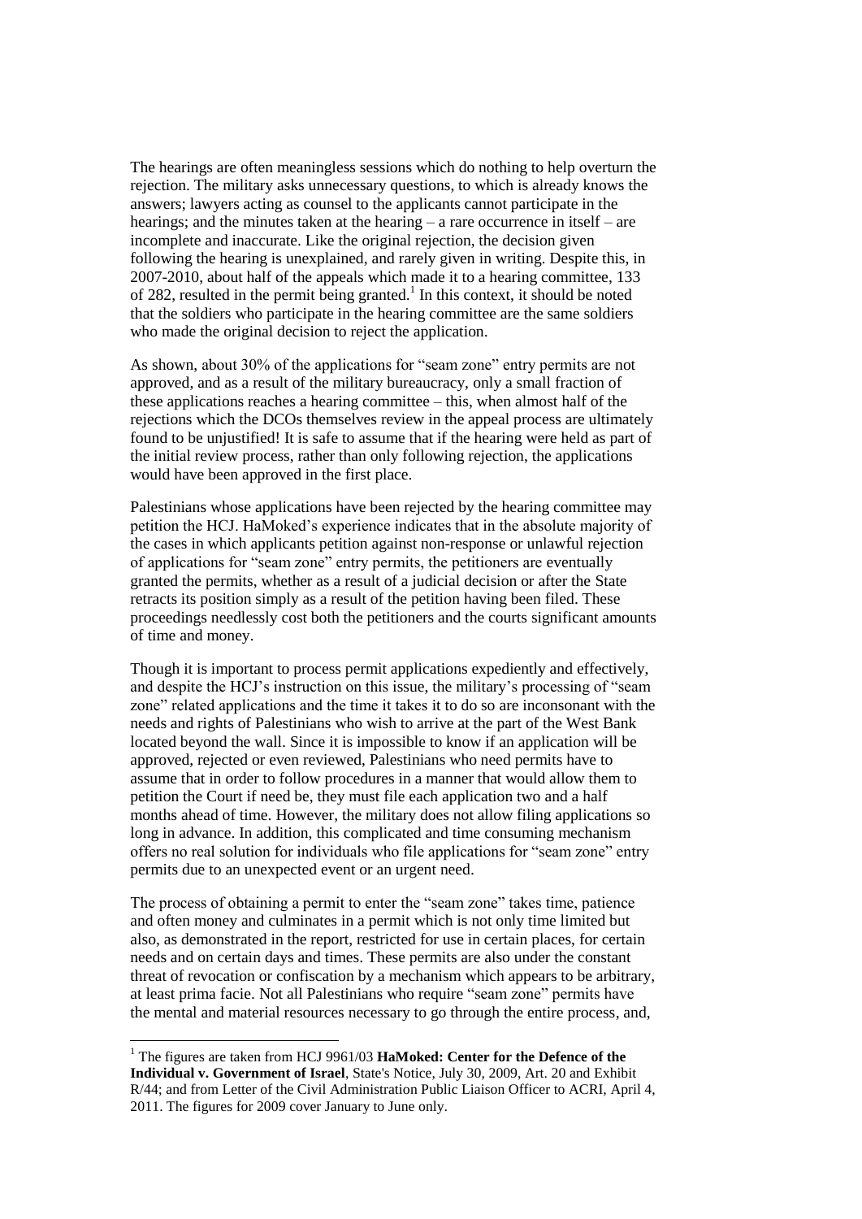The hearings are often meaningless sessions which do nothing to help overturn the rejection. The military asks unnecessary questions, to which is already knows the answers; lawyers acting as counsel to the applicants cannot participate in the hearings; and the minutes taken at the hearing – a rare occurrence in itself – are incomplete and inaccurate. Like the original rejection, the decision given following the hearing is unexplained, and rarely given in writing. Despite this, in 2007-2010, about half of the appeals which made it to a hearing committee, 133 of 282, resulted in the permit being granted.[1] In this context, it should be noted that the soldiers who participate in the hearing committee are the same soldiers who made the original decision to reject the application.

As shown, about 30% of the applications for "seam zone" entry permits are not approved, and as a result of the military bureaucracy, only a small fraction of these applications reaches a hearing committee – this, when almost half of the rejections which the DCOs themselves review in the appeal process are ultimately found to be unjustified! It is safe to assume that if the hearing were held as part of the initial review process, rather than only following rejection, the applications would have been approved in the first place.

Palestinians whose applications have been rejected by the hearing committee may petition the HCJ. HaMoked's experience indicates that in the absolute majority of the cases in which applicants petition against non-response or unlawful rejection of applications for "seam zone" entry permits, the petitioners are eventually granted the permits, whether as a result of a judicial decision or after the State retracts its position simply as a result of the petition having been filed. These proceedings needlessly cost both the petitioners and the courts significant amounts of time and money.

Though it is important to process permit applications expediently and effectively, and despite the HCJ's instruction on this issue, the military's processing of "seam zone" related applications and the time it takes it to do so are inconsonant with the needs and rights of Palestinians who wish to arrive at the part of the West Bank located beyond the wall. Since it is impossible to know if an application will be approved, rejected or even reviewed, Palestinians who need permits have to assume that in order to follow procedures in a manner that would allow them to petition the Court if need be, they must file each application two and a half months ahead of time. However, the military does not allow filing applications so long in advance. In addition, this complicated and time consuming mechanism offers no real solution for individuals who file applications for "seam zone" entry permits due to an unexpected event or an urgent need.

The process of obtaining a permit to enter the "seam zone" takes time, patience and often money and culminates in a permit which is not only time limited but also, as demonstrated in the report, restricted for use in certain places, for certain needs and on certain days and times. These permits are also under the constant threat of revocation or confiscation by a mechanism which appears to be arbitrary, at least prima facie. Not all Palestinians who require "seam zone" permits have the mental and material resources necessary to go through the entire process, and,

---

[1] The figures are taken from HCJ 9961/03 **HaMoked: Center for the Defence of the Individual v. Government of Israel**, State's Notice, July 30, 2009, Art. 20 and Exhibit R/44; and from Letter of the Civil Administration Public Liaison Officer to ACRI, April 4, 2011. The figures for 2009 cover January to June only.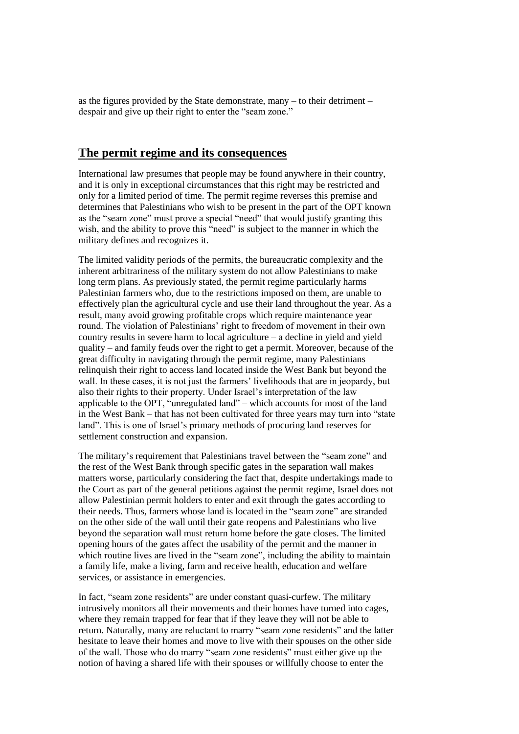as the figures provided by the State demonstrate, many – to their detriment – despair and give up their right to enter the "seam zone."

## The permit regime and its consequences

International law presumes that people may be found anywhere in their country, and it is only in exceptional circumstances that this right may be restricted and only for a limited period of time. The permit regime reverses this premise and determines that Palestinians who wish to be present in the part of the OPT known as the "seam zone" must prove a special "need" that would justify granting this wish, and the ability to prove this "need" is subject to the manner in which the military defines and recognizes it.

The limited validity periods of the permits, the bureaucratic complexity and the inherent arbitrariness of the military system do not allow Palestinians to make long term plans. As previously stated, the permit regime particularly harms Palestinian farmers who, due to the restrictions imposed on them, are unable to effectively plan the agricultural cycle and use their land throughout the year. As a result, many avoid growing profitable crops which require maintenance year round. The violation of Palestinians' right to freedom of movement in their own country results in severe harm to local agriculture – a decline in yield and yield quality – and family feuds over the right to get a permit. Moreover, because of the great difficulty in navigating through the permit regime, many Palestinians relinquish their right to access land located inside the West Bank but beyond the wall. In these cases, it is not just the farmers' livelihoods that are in jeopardy, but also their rights to their property. Under Israel's interpretation of the law applicable to the OPT, "unregulated land" – which accounts for most of the land in the West Bank – that has not been cultivated for three years may turn into "state land". This is one of Israel's primary methods of procuring land reserves for settlement construction and expansion.

The military's requirement that Palestinians travel between the "seam zone" and the rest of the West Bank through specific gates in the separation wall makes matters worse, particularly considering the fact that, despite undertakings made to the Court as part of the general petitions against the permit regime, Israel does not allow Palestinian permit holders to enter and exit through the gates according to their needs. Thus, farmers whose land is located in the "seam zone" are stranded on the other side of the wall until their gate reopens and Palestinians who live beyond the separation wall must return home before the gate closes. The limited opening hours of the gates affect the usability of the permit and the manner in which routine lives are lived in the "seam zone", including the ability to maintain a family life, make a living, farm and receive health, education and welfare services, or assistance in emergencies.

In fact, "seam zone residents" are under constant quasi-curfew. The military intrusively monitors all their movements and their homes have turned into cages, where they remain trapped for fear that if they leave they will not be able to return. Naturally, many are reluctant to marry "seam zone residents" and the latter hesitate to leave their homes and move to live with their spouses on the other side of the wall. Those who do marry "seam zone residents" must either give up the notion of having a shared life with their spouses or willfully choose to enter the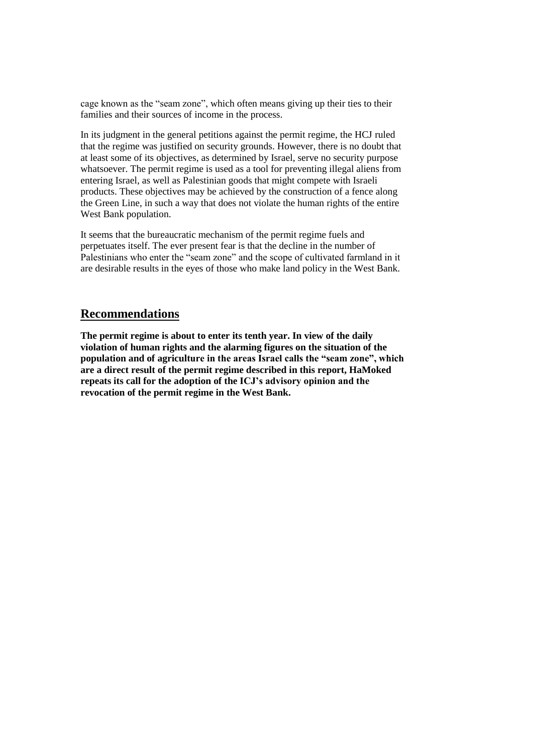cage known as the "seam zone", which often means giving up their ties to their families and their sources of income in the process.

In its judgment in the general petitions against the permit regime, the HCJ ruled that the regime was justified on security grounds. However, there is no doubt that at least some of its objectives, as determined by Israel, serve no security purpose whatsoever. The permit regime is used as a tool for preventing illegal aliens from entering Israel, as well as Palestinian goods that might compete with Israeli products. These objectives may be achieved by the construction of a fence along the Green Line, in such a way that does not violate the human rights of the entire West Bank population.

It seems that the bureaucratic mechanism of the permit regime fuels and perpetuates itself. The ever present fear is that the decline in the number of Palestinians who enter the "seam zone" and the scope of cultivated farmland in it are desirable results in the eyes of those who make land policy in the West Bank.

## Recommendations

**The permit regime is about to enter its tenth year. In view of the daily violation of human rights and the alarming figures on the situation of the population and of agriculture in the areas Israel calls the "seam zone", which are a direct result of the permit regime described in this report, HaMoked repeats its call for the adoption of the ICJ's advisory opinion and the revocation of the permit regime in the West Bank.**